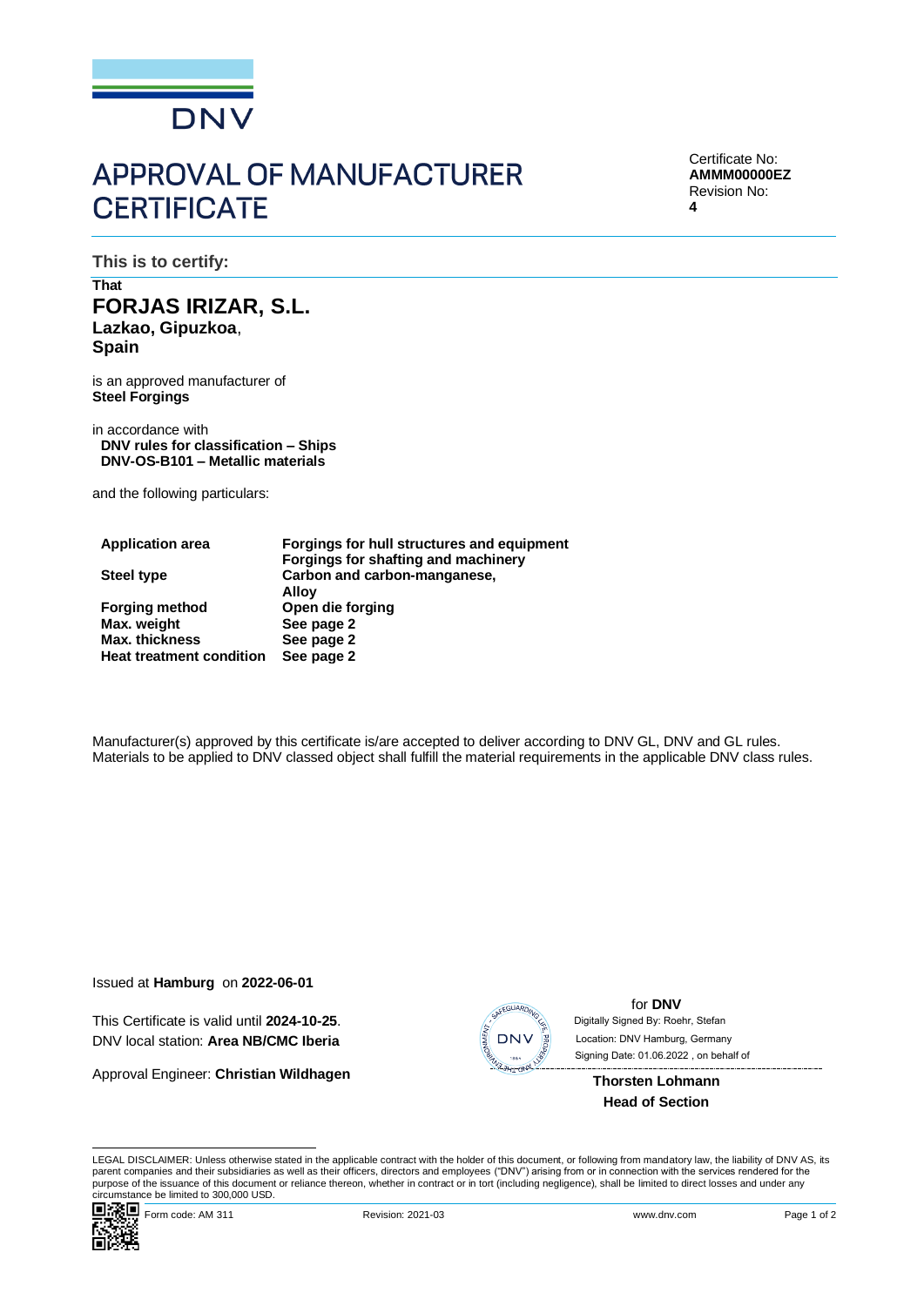DNV

# APPROVAL OF MANUFACTURER CERTIFICATE

Certificate No:
**AMMM00000EZ**
Revision No:
**4**

## This is to certify:

**That**

## FORJAS IRIZAR, S.L.

**Lazkao, Gipuzkoa**,
**Spain**

is an approved manufacturer of
**Steel Forgings**

in accordance with
**DNV rules for classification – Ships**
**DNV-OS-B101 – Metallic materials**

and the following particulars:

| | |
|---|---|
| **Application area** | **Forgings for hull structures and equipment** |
| | **Forgings for shafting and machinery** |
| **Steel type** | **Carbon and carbon-manganese,** |
| | **Alloy** |
| **Forging method** | **Open die forging** |
| **Max. weight** | **See page 2** |
| **Max. thickness** | **See page 2** |
| **Heat treatment condition** | **See page 2** |

Manufacturer(s) approved by this certificate is/are accepted to deliver according to DNV GL, DNV and GL rules. Materials to be applied to DNV classed object shall fulfill the material requirements in the applicable DNV class rules.

Issued at **Hamburg** on **2022-06-01**

This Certificate is valid until **2024-10-25**.
DNV local station: **Area NB/CMC Iberia**

Approval Engineer: **Christian Wildhagen**

for **DNV**
Digitally Signed By: Roehr, Stefan
Location: DNV Hamburg, Germany
Signing Date: 01.06.2022 , on behalf of

**Thorsten Lohmann**
**Head of Section**

LEGAL DISCLAIMER: Unless otherwise stated in the applicable contract with the holder of this document, or following from mandatory law, the liability of DNV AS, its parent companies and their subsidiaries as well as their officers, directors and employees ("DNV") arising from or in connection with the services rendered for the purpose of the issuance of this document or reliance thereon, whether in contract or in tort (including negligence), shall be limited to direct losses and under any circumstance be limited to 300,000 USD.

Form code: AM 311 Revision: 2021-03 www.dnv.com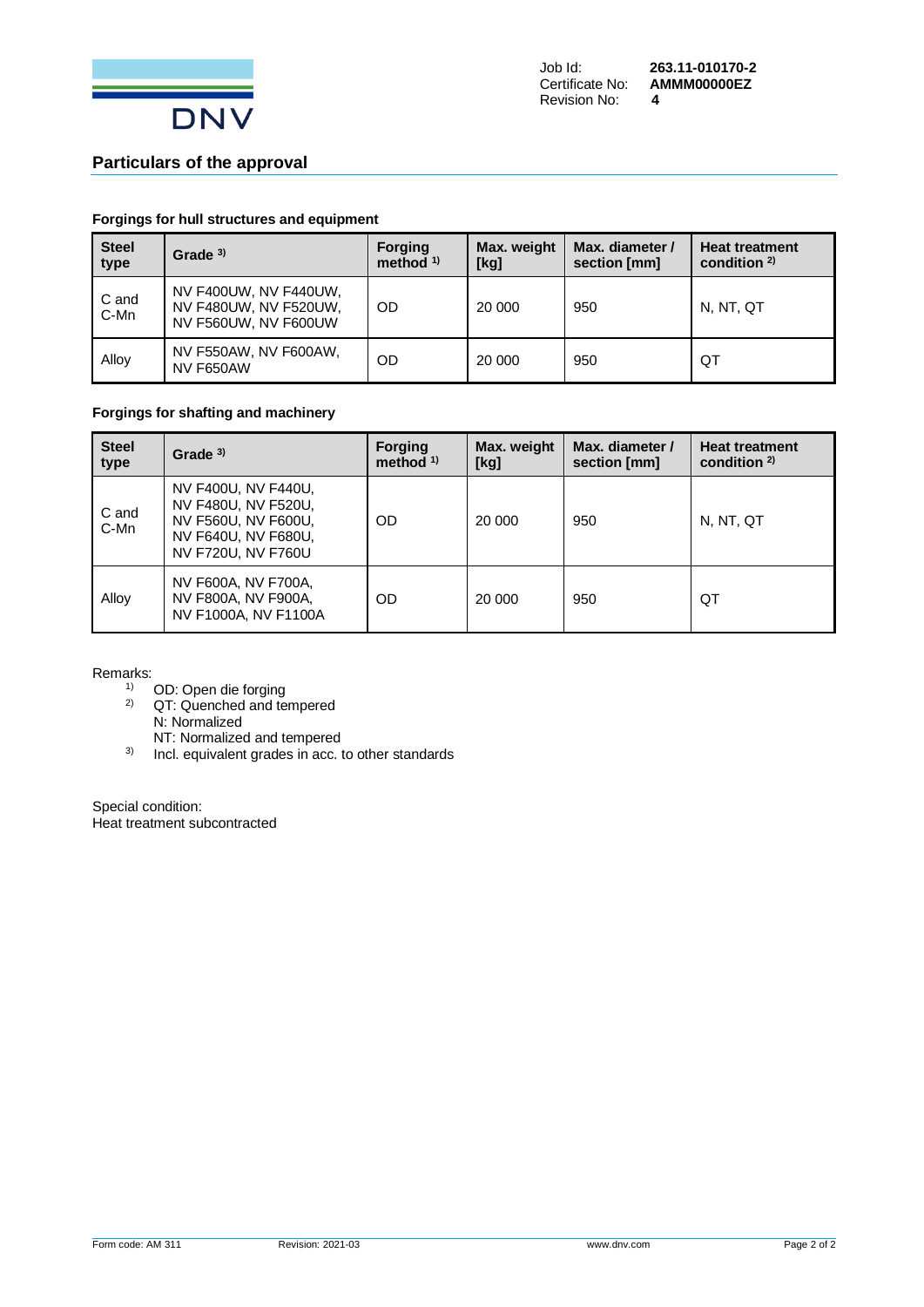Job Id: **263.11-010170-2**
Certificate No: **AMMM00000EZ**
Revision No: **4**

## Particulars of the approval

### Forgings for hull structures and equipment

| Steel type | Grade [3] | Forging method [1] | Max. weight [kg] | Max. diameter / section [mm] | Heat treatment condition [2] |
|---|---|---|---|---|---|
| C and C-Mn | NV F400UW, NV F440UW, NV F480UW, NV F520UW, NV F560UW, NV F600UW | OD | 20 000 | 950 | N, NT, QT |
| Alloy | NV F550AW, NV F600AW, NV F650AW | OD | 20 000 | 950 | QT |

### Forgings for shafting and machinery

| Steel type | Grade [3] | Forging method [1] | Max. weight [kg] | Max. diameter / section [mm] | Heat treatment condition [2] |
|---|---|---|---|---|---|
| C and C-Mn | NV F400U, NV F440U, NV F480U, NV F520U, NV F560U, NV F600U, NV F640U, NV F680U, NV F720U, NV F760U | OD | 20 000 | 950 | N, NT, QT |
| Alloy | NV F600A, NV F700A, NV F800A, NV F900A, NV F1000A, NV F1100A | OD | 20 000 | 950 | QT |

Remarks:

[1] OD: Open die forging

[2] QT: Quenched and tempered
N: Normalized
NT: Normalized and tempered

[3] Incl. equivalent grades in acc. to other standards

Special condition:
Heat treatment subcontracted